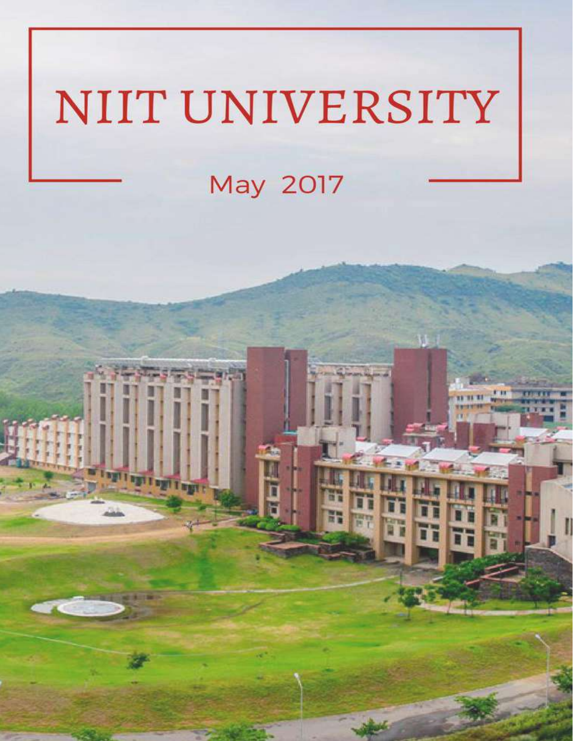# NIIT UNIVERSITY

May 2017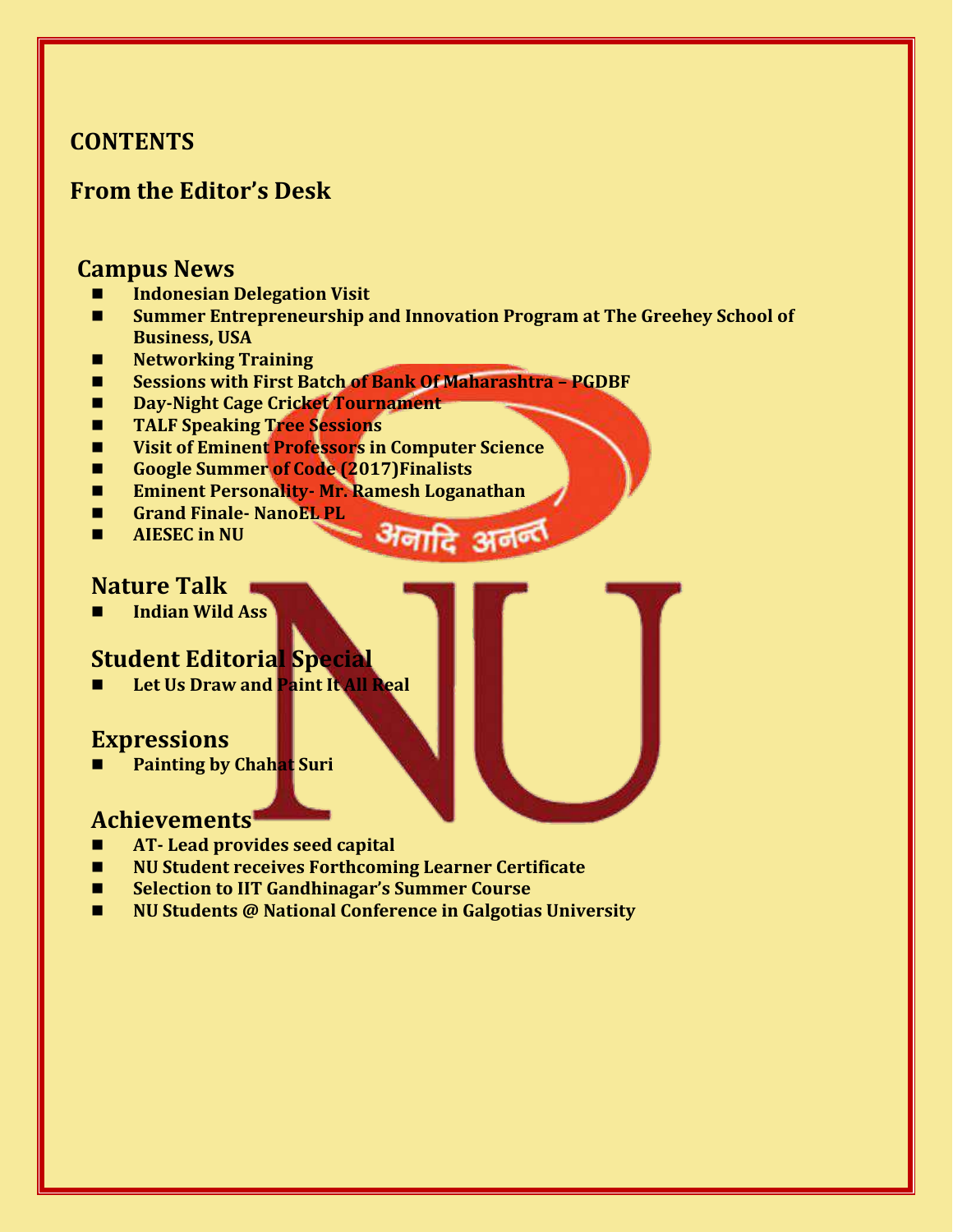## CONTENTS

## From the Editor's Desk

## Campus News

- **Indonesian Delegation Visit**
- **Summer Entrepreneurship and Innovation Program at The Greehey School of Business, USA**
- **Networking Training**
- **Sessions with First Batch of Bank Of Maharashtra – PGDBF**
- **Day-Night Cage Cricket Tournament**
- **TALF Speaking Tree Sessions**
- **Visit of Eminent Professors in Computer Science**
- **Google Summer of Code (2017)Finalists**
- **Eminent Personality- Mr. Ramesh Loganathan**
- **Grand Finale- NanoEL PL**
- **AIESEC in NU**

## Nature Talk

- **Indian Wild Ass**

## Student Editorial Special

- **Let Us Draw and Paint It All Real**

## Expressions

- **Painting by Chahat Suri**

## Achievements

- **AT- Lead provides seed capital**
- **NU Student receives Forthcoming Learner Certificate**
- **Selection to IIT Gandhinagar's Summer Course**
- **NU Students @ National Conference in Galgotias University**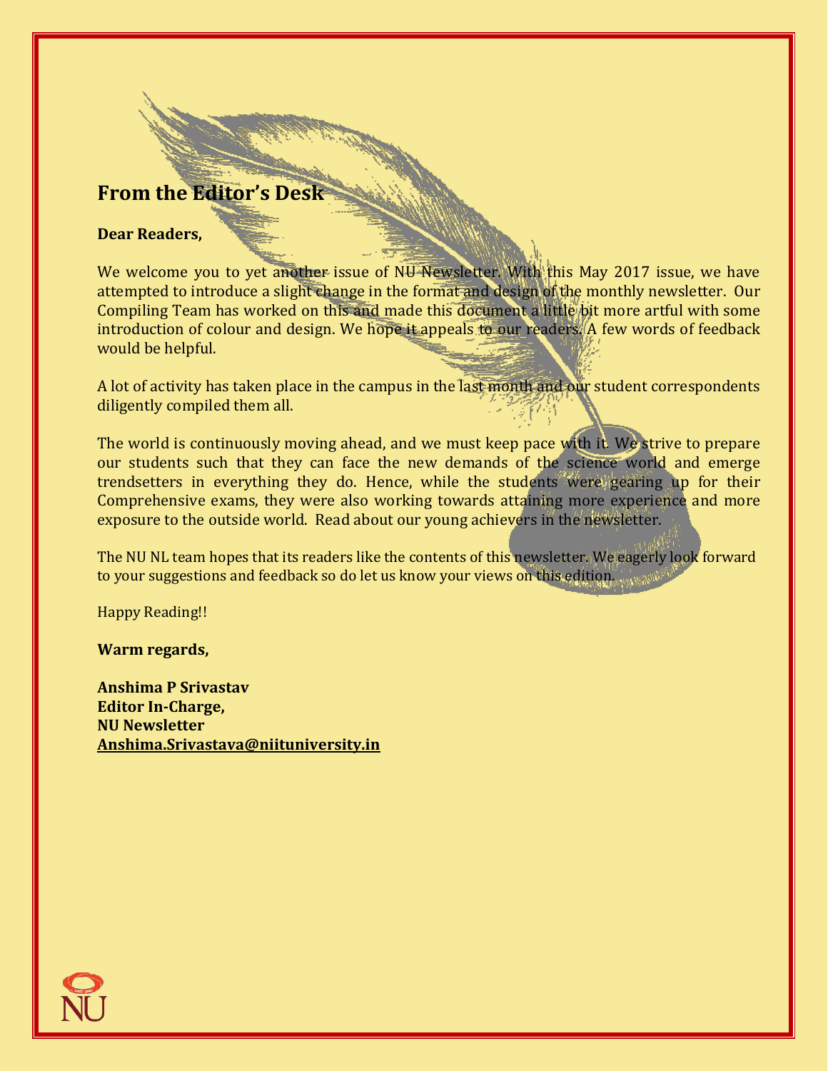## From the Editor's Desk

**Dear Readers,**

We welcome you to yet another issue of NU Newsletter. With this May 2017 issue, we have attempted to introduce a slight change in the format and design of the monthly newsletter. Our Compiling Team has worked on this and made this document a little bit more artful with some introduction of colour and design. We hope it appeals to our readers. A few words of feedback would be helpful.

A lot of activity has taken place in the campus in the last month and our student correspondents diligently compiled them all.

The world is continuously moving ahead, and we must keep pace with it. We strive to prepare our students such that they can face the new demands of the science world and emerge trendsetters in everything they do. Hence, while the students were gearing up for their Comprehensive exams, they were also working towards attaining more experience and more exposure to the outside world. Read about our young achievers in the newsletter.

The NU NL team hopes that its readers like the contents of this newsletter. We eagerly look forward to your suggestions and feedback so do let us know your views on this edition.

Happy Reading!!

**Warm regards,**

**Anshima P Srivastav**
**Editor In-Charge,**
**NU Newsletter**
**Anshima.Srivastava@niituniversity.in**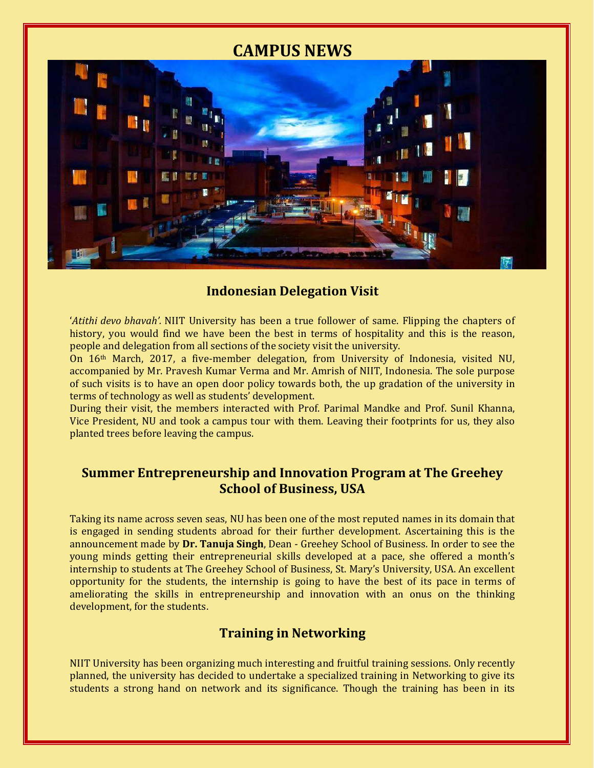# CAMPUS NEWS

## Indonesian Delegation Visit

'*Atithi devo bhavah'.* NIIT University has been a true follower of same. Flipping the chapters of history, you would find we have been the best in terms of hospitality and this is the reason, people and delegation from all sections of the society visit the university.

On 16th March, 2017, a five-member delegation, from University of Indonesia, visited NU, accompanied by Mr. Pravesh Kumar Verma and Mr. Amrish of NIIT, Indonesia. The sole purpose of such visits is to have an open door policy towards both, the up gradation of the university in terms of technology as well as students' development.

During their visit, the members interacted with Prof. Parimal Mandke and Prof. Sunil Khanna, Vice President, NU and took a campus tour with them. Leaving their footprints for us, they also planted trees before leaving the campus.

## Summer Entrepreneurship and Innovation Program at The Greehey School of Business, USA

Taking its name across seven seas, NU has been one of the most reputed names in its domain that is engaged in sending students abroad for their further development. Ascertaining this is the announcement made by **Dr. Tanuja Singh**, Dean - Greehey School of Business. In order to see the young minds getting their entrepreneurial skills developed at a pace, she offered a month's internship to students at The Greehey School of Business, St. Mary's University, USA. An excellent opportunity for the students, the internship is going to have the best of its pace in terms of ameliorating the skills in entrepreneurship and innovation with an onus on the thinking development, for the students.

## Training in Networking

NIIT University has been organizing much interesting and fruitful training sessions. Only recently planned, the university has decided to undertake a specialized training in Networking to give its students a strong hand on network and its significance. Though the training has been in its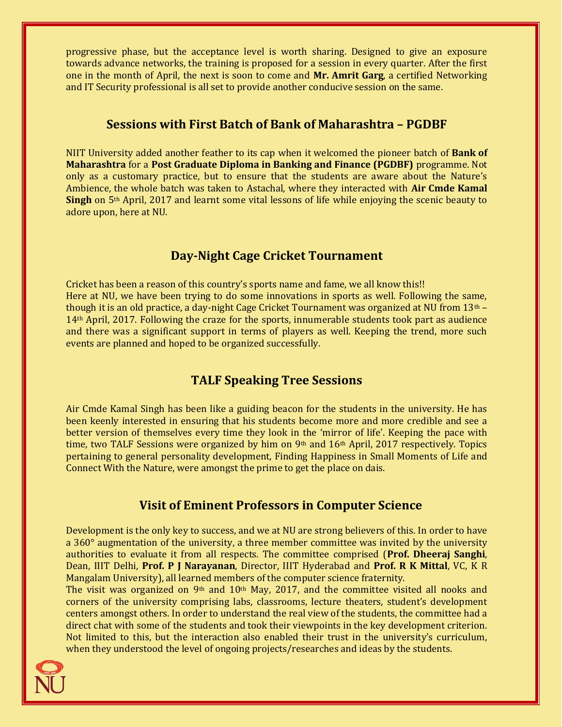progressive phase, but the acceptance level is worth sharing. Designed to give an exposure towards advance networks, the training is proposed for a session in every quarter. After the first one in the month of April, the next is soon to come and **Mr. Amrit Garg**, a certified Networking and IT Security professional is all set to provide another conducive session on the same.

## Sessions with First Batch of Bank of Maharashtra – PGDBF

NIIT University added another feather to its cap when it welcomed the pioneer batch of **Bank of Maharashtra** for a **Post Graduate Diploma in Banking and Finance (PGDBF)** programme. Not only as a customary practice, but to ensure that the students are aware about the Nature's Ambience, the whole batch was taken to Astachal, where they interacted with **Air Cmde Kamal Singh** on 5th April, 2017 and learnt some vital lessons of life while enjoying the scenic beauty to adore upon, here at NU.

## Day-Night Cage Cricket Tournament

Cricket has been a reason of this country's sports name and fame, we all know this!!
Here at NU, we have been trying to do some innovations in sports as well. Following the same, though it is an old practice, a day-night Cage Cricket Tournament was organized at NU from 13th – 14th April, 2017. Following the craze for the sports, innumerable students took part as audience and there was a significant support in terms of players as well. Keeping the trend, more such events are planned and hoped to be organized successfully.

## TALF Speaking Tree Sessions

Air Cmde Kamal Singh has been like a guiding beacon for the students in the university. He has been keenly interested in ensuring that his students become more and more credible and see a better version of themselves every time they look in the 'mirror of life'. Keeping the pace with time, two TALF Sessions were organized by him on 9th and 16th April, 2017 respectively. Topics pertaining to general personality development, Finding Happiness in Small Moments of Life and Connect With the Nature, were amongst the prime to get the place on dais.

## Visit of Eminent Professors in Computer Science

Development is the only key to success, and we at NU are strong believers of this. In order to have a 360° augmentation of the university, a three member committee was invited by the university authorities to evaluate it from all respects. The committee comprised (**Prof. Dheeraj Sanghi**, Dean, IIIT Delhi, **Prof. P J Narayanan**, Director, IIIT Hyderabad and **Prof. R K Mittal**, VC, K R Mangalam University), all learned members of the computer science fraternity.
The visit was organized on 9th and 10th May, 2017, and the committee visited all nooks and corners of the university comprising labs, classrooms, lecture theaters, student's development centers amongst others. In order to understand the real view of the students, the committee had a direct chat with some of the students and took their viewpoints in the key development criterion. Not limited to this, but the interaction also enabled their trust in the university's curriculum, when they understood the level of ongoing projects/researches and ideas by the students.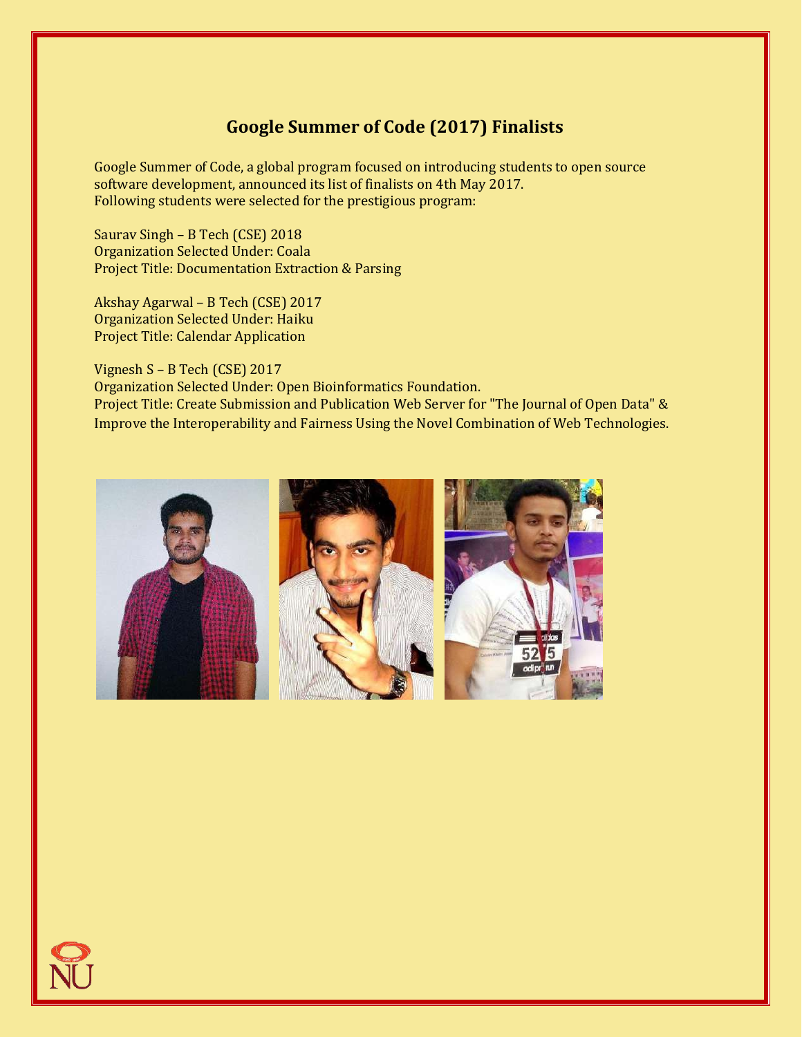## Google Summer of Code (2017) Finalists

Google Summer of Code, a global program focused on introducing students to open source software development, announced its list of finalists on 4th May 2017.
Following students were selected for the prestigious program:

Saurav Singh – B Tech (CSE) 2018
Organization Selected Under: Coala
Project Title: Documentation Extraction & Parsing

Akshay Agarwal – B Tech (CSE) 2017
Organization Selected Under: Haiku
Project Title: Calendar Application

Vignesh S – B Tech (CSE) 2017
Organization Selected Under: Open Bioinformatics Foundation.
Project Title: Create Submission and Publication Web Server for "The Journal of Open Data" & Improve the Interoperability and Fairness Using the Novel Combination of Web Technologies.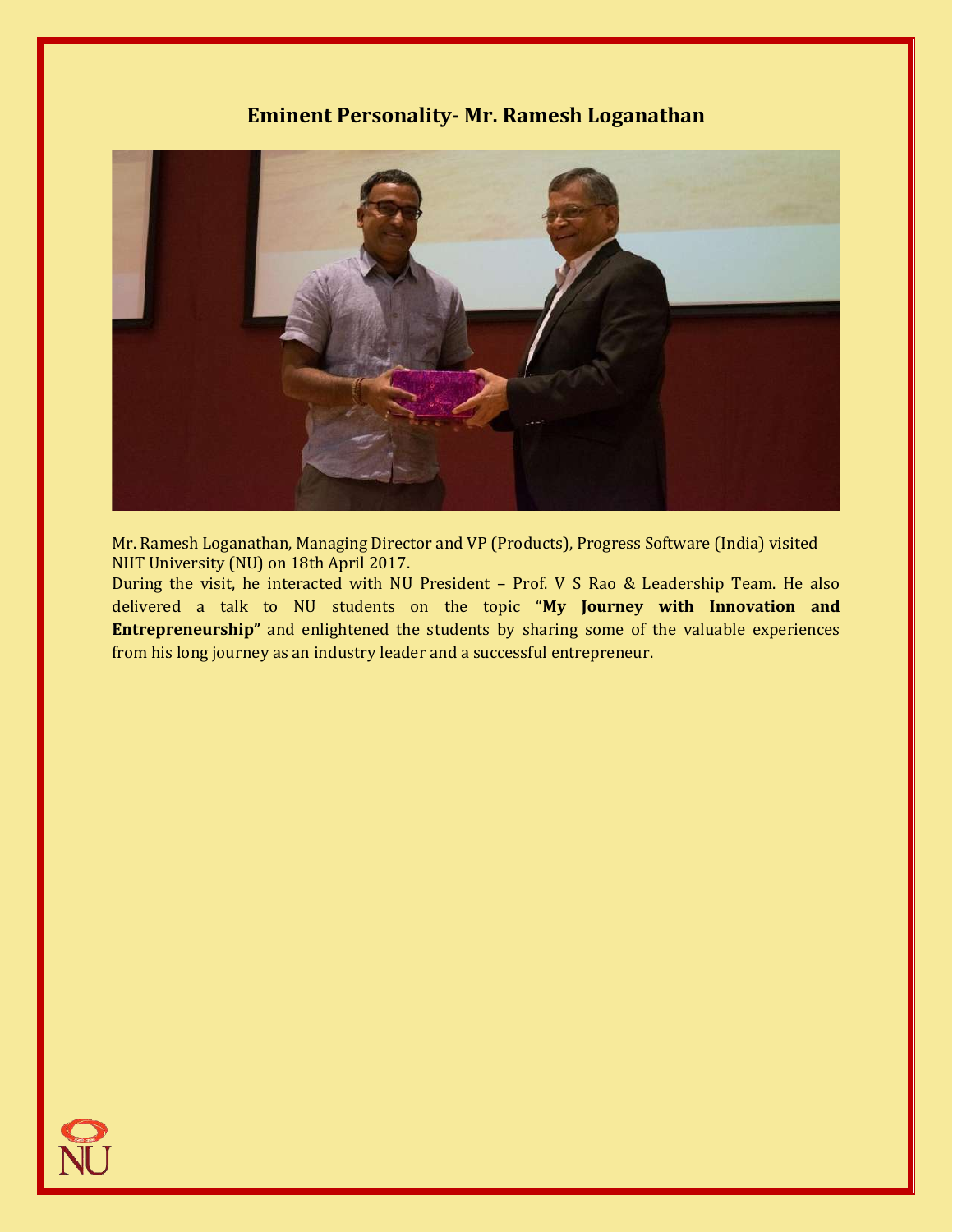## Eminent Personality- Mr. Ramesh Loganathan

Mr. Ramesh Loganathan, Managing Director and VP (Products), Progress Software (India) visited NIIT University (NU) on 18th April 2017.

During the visit, he interacted with NU President – Prof. V S Rao & Leadership Team. He also delivered a talk to NU students on the topic "**My Journey with Innovation and Entrepreneurship"** and enlightened the students by sharing some of the valuable experiences from his long journey as an industry leader and a successful entrepreneur.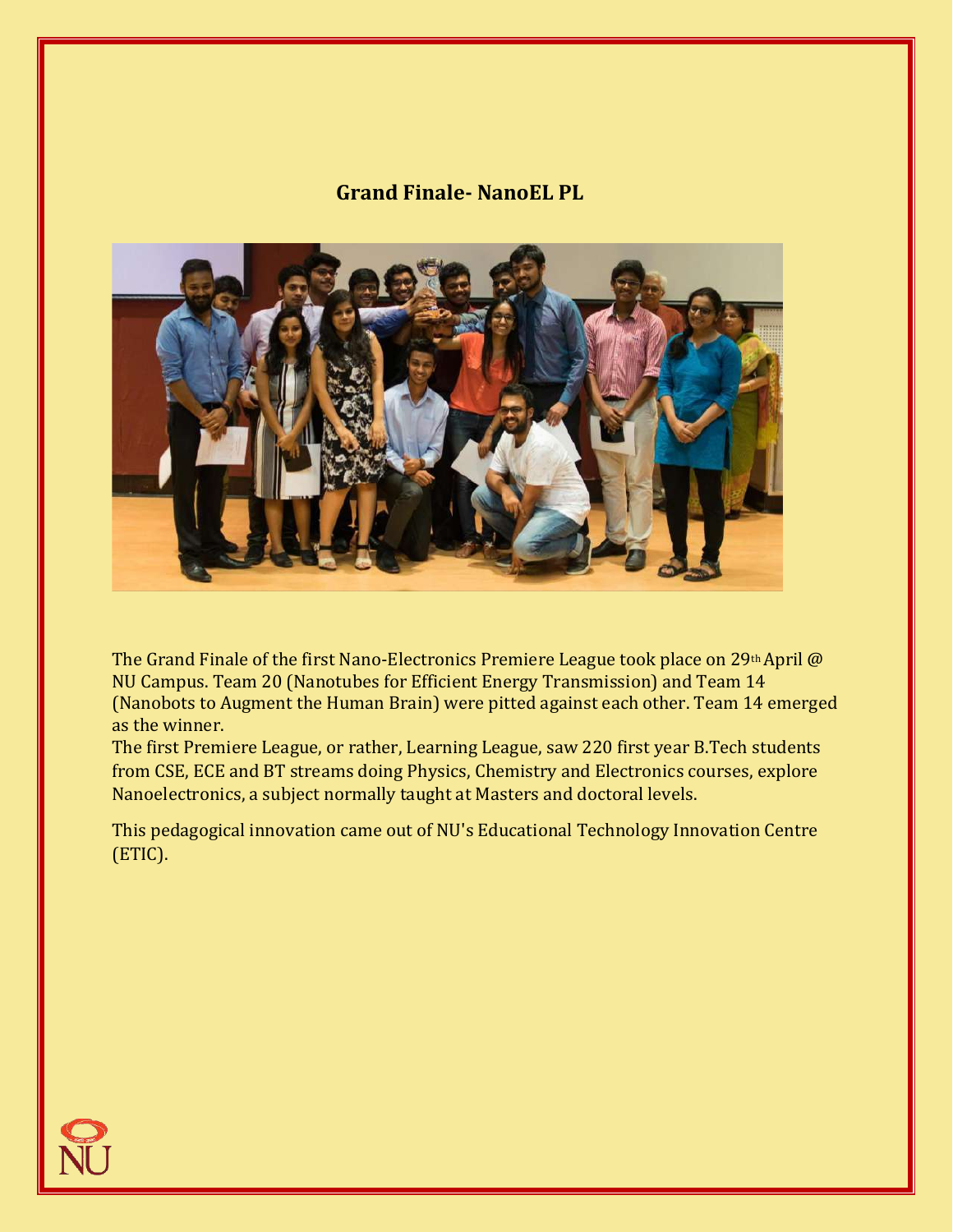## Grand Finale- NanoEL PL

The Grand Finale of the first Nano-Electronics Premiere League took place on 29th April @ NU Campus. Team 20 (Nanotubes for Efficient Energy Transmission) and Team 14 (Nanobots to Augment the Human Brain) were pitted against each other. Team 14 emerged as the winner.

The first Premiere League, or rather, Learning League, saw 220 first year B.Tech students from CSE, ECE and BT streams doing Physics, Chemistry and Electronics courses, explore Nanoelectronics, a subject normally taught at Masters and doctoral levels.

This pedagogical innovation came out of NU's Educational Technology Innovation Centre (ETIC).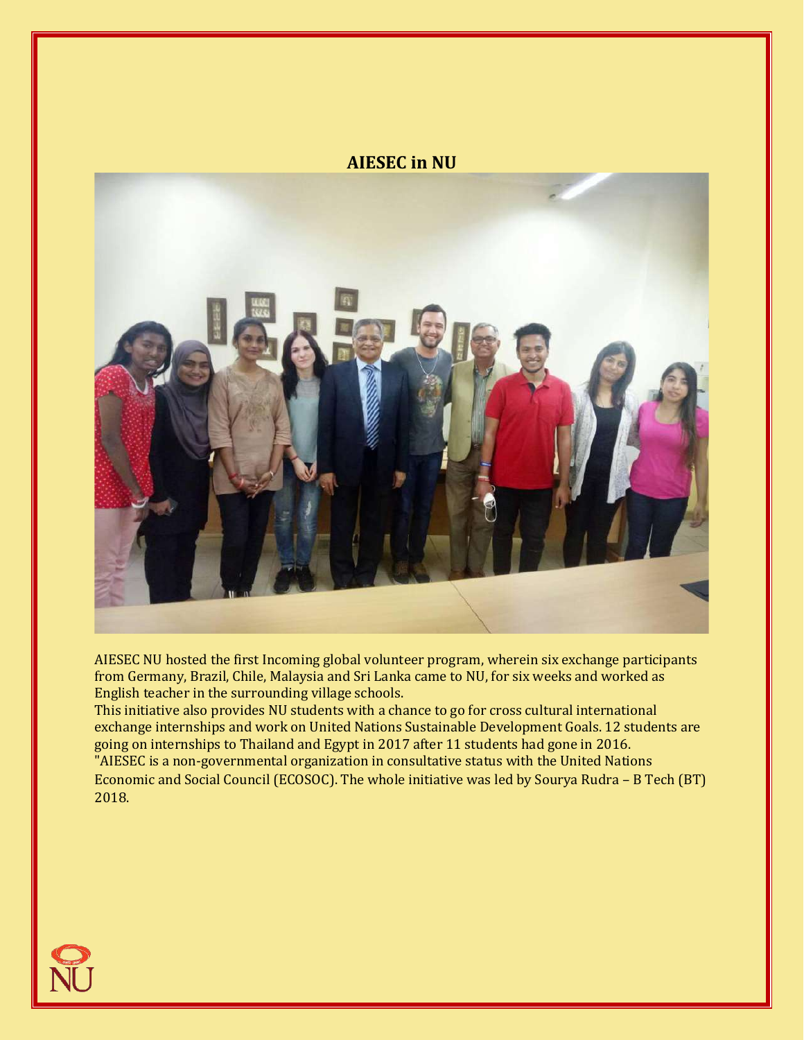## AIESEC in NU

AIESEC NU hosted the first Incoming global volunteer program, wherein six exchange participants from Germany, Brazil, Chile, Malaysia and Sri Lanka came to NU, for six weeks and worked as English teacher in the surrounding village schools.

This initiative also provides NU students with a chance to go for cross cultural international exchange internships and work on United Nations Sustainable Development Goals. 12 students are going on internships to Thailand and Egypt in 2017 after 11 students had gone in 2016.

"AIESEC is a non-governmental organization in consultative status with the United Nations Economic and Social Council (ECOSOC). The whole initiative was led by Sourya Rudra – B Tech (BT) 2018.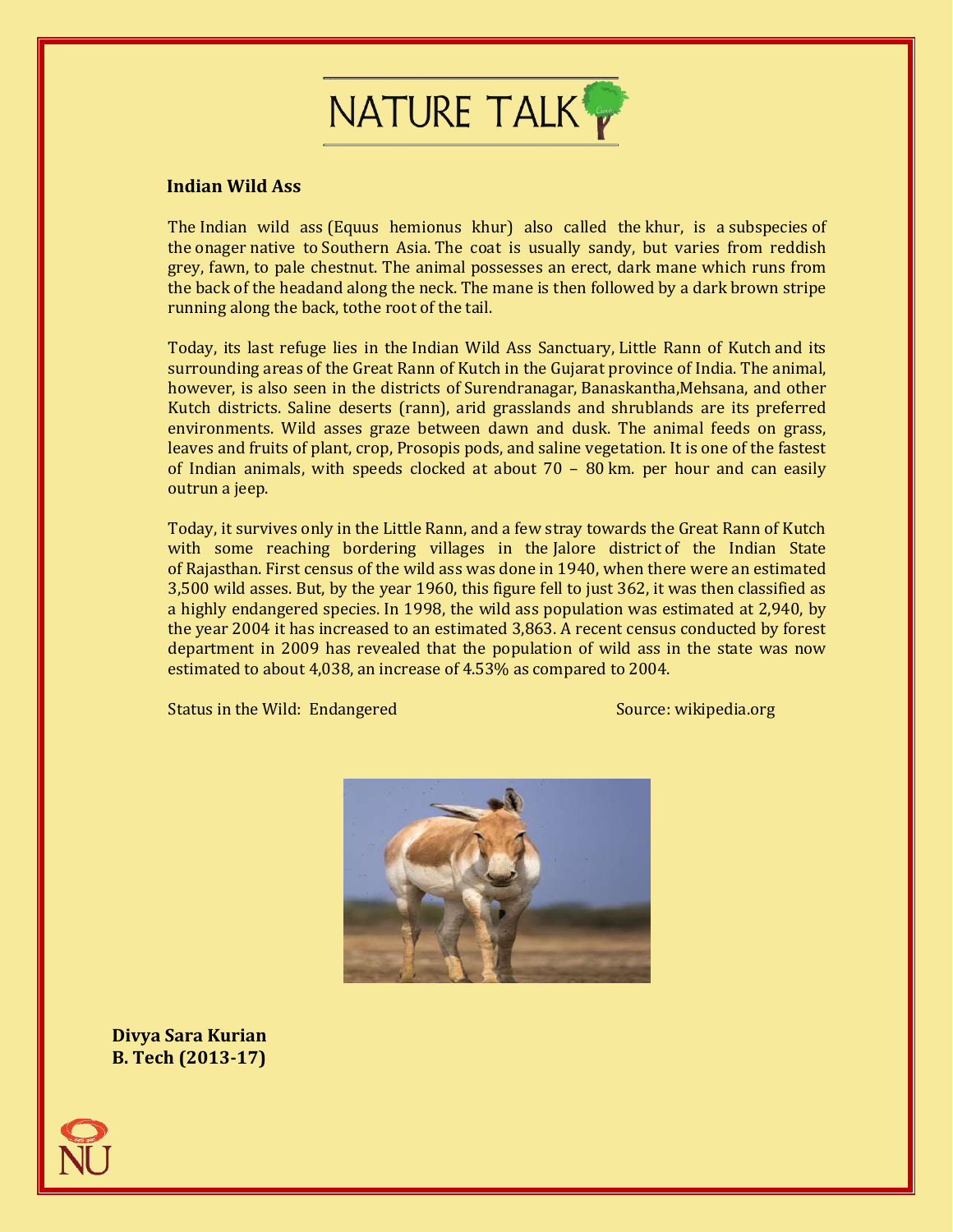# NATURE TALK

## Indian Wild Ass

The Indian wild ass (Equus hemionus khur) also called the khur, is a subspecies of the onager native to Southern Asia. The coat is usually sandy, but varies from reddish grey, fawn, to pale chestnut. The animal possesses an erect, dark mane which runs from the back of the headand along the neck. The mane is then followed by a dark brown stripe running along the back, tothe root of the tail.

Today, its last refuge lies in the Indian Wild Ass Sanctuary, Little Rann of Kutch and its surrounding areas of the Great Rann of Kutch in the Gujarat province of India. The animal, however, is also seen in the districts of Surendranagar, Banaskantha,Mehsana, and other Kutch districts. Saline deserts (rann), arid grasslands and shrublands are its preferred environments. Wild asses graze between dawn and dusk. The animal feeds on grass, leaves and fruits of plant, crop, Prosopis pods, and saline vegetation. It is one of the fastest of Indian animals, with speeds clocked at about 70 – 80 km. per hour and can easily outrun a jeep.

Today, it survives only in the Little Rann, and a few stray towards the Great Rann of Kutch with some reaching bordering villages in the Jalore district of the Indian State of Rajasthan. First census of the wild ass was done in 1940, when there were an estimated 3,500 wild asses. But, by the year 1960, this figure fell to just 362, it was then classified as a highly endangered species. In 1998, the wild ass population was estimated at 2,940, by the year 2004 it has increased to an estimated 3,863. A recent census conducted by forest department in 2009 has revealed that the population of wild ass in the state was now estimated to about 4,038, an increase of 4.53% as compared to 2004.

Status in the Wild: Endangered

Source: wikipedia.org

**Divya Sara Kurian**
**B. Tech (2013-17)**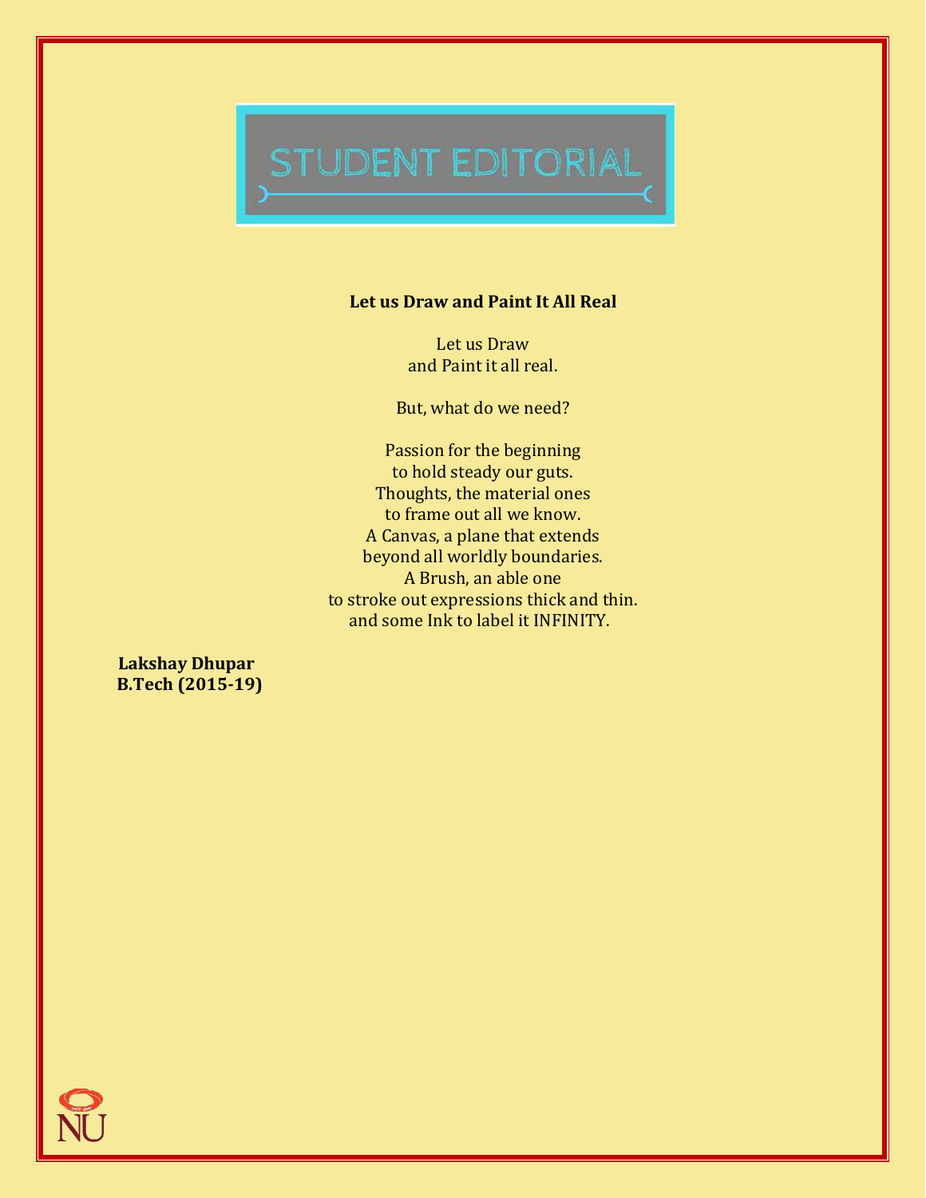# STUDENT EDITORIAL

**Let us Draw and Paint It All Real**

Let us Draw
and Paint it all real.

But, what do we need?

Passion for the beginning
to hold steady our guts.
Thoughts, the material ones
to frame out all we know.
A Canvas, a plane that extends
beyond all worldly boundaries.
A Brush, an able one
to stroke out expressions thick and thin.
and some Ink to label it INFINITY.

**Lakshay Dhupar**
**B.Tech (2015-19)**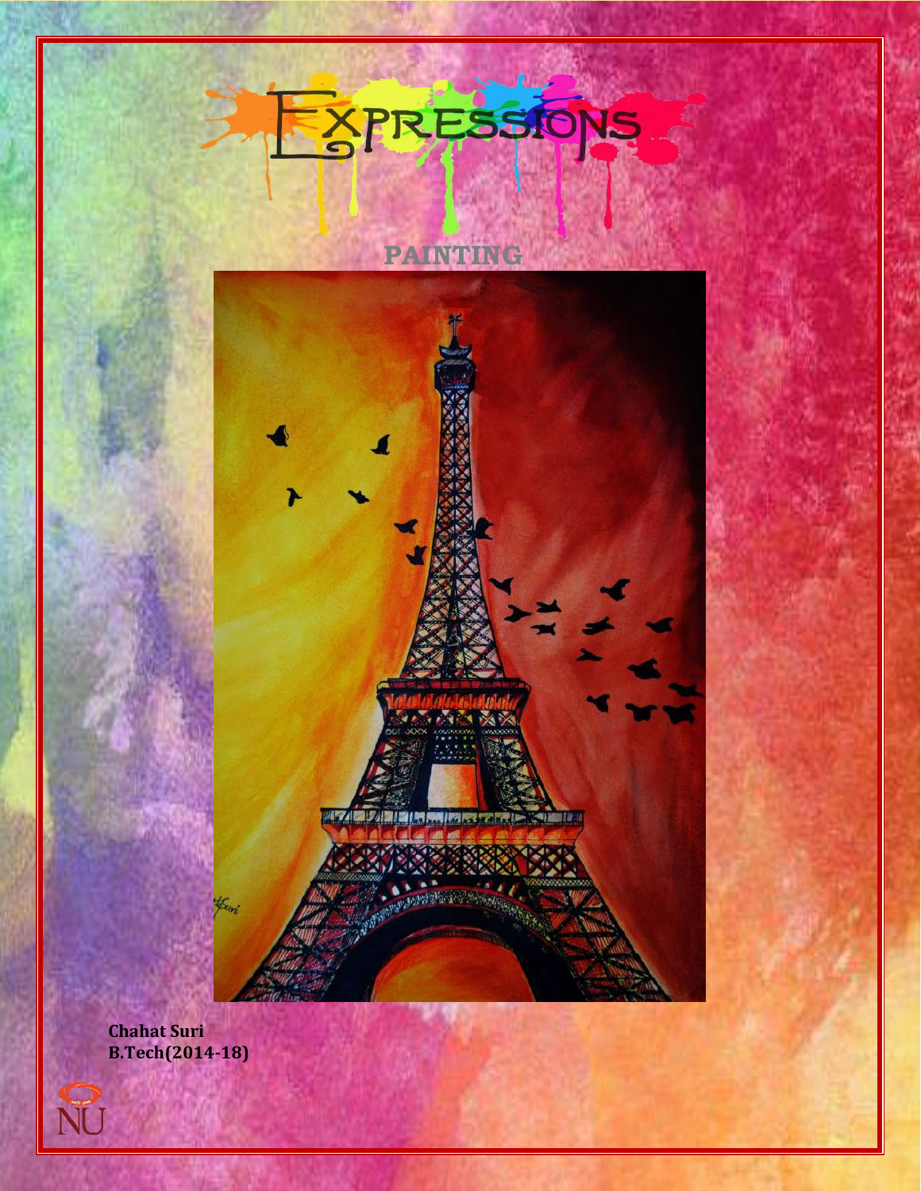# EXPRESSIONS

## PAINTING

**Chahat Suri**
**B.Tech(2014-18)**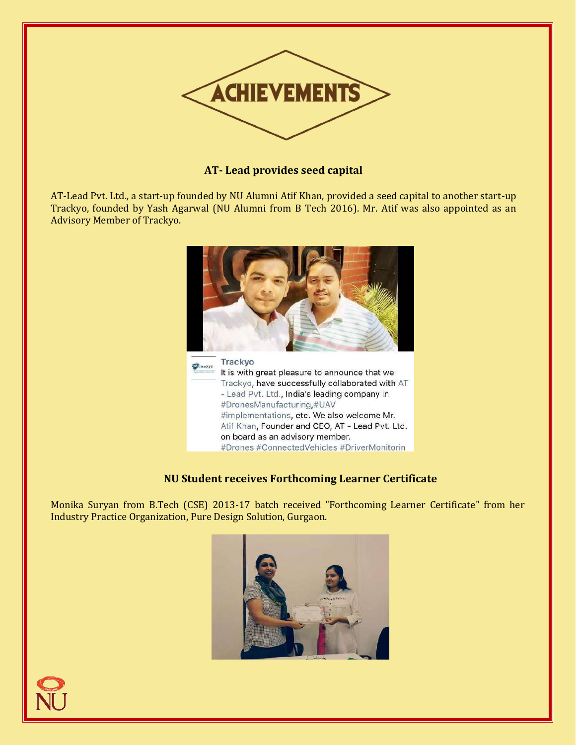# ACHIEVEMENTS

## AT- Lead provides seed capital

AT-Lead Pvt. Ltd., a start-up founded by NU Alumni Atif Khan, provided a seed capital to another start-up Trackyo, founded by Yash Agarwal (NU Alumni from B Tech 2016). Mr. Atif was also appointed as an Advisory Member of Trackyo.

**Trackyo**

It is with great pleasure to announce that we Trackyo, have successfully collaborated with AT - Lead Pvt. Ltd., India's leading company in #DronesManufacturing,#UAV #implementations, etc. We also welcome Mr. Atif Khan, Founder and CEO, AT - Lead Pvt. Ltd. on board as an advisory member. #Drones #ConnectedVehicles #DriverMonitorin

## NU Student receives Forthcoming Learner Certificate

Monika Suryan from B.Tech (CSE) 2013-17 batch received "Forthcoming Learner Certificate" from her Industry Practice Organization, Pure Design Solution, Gurgaon.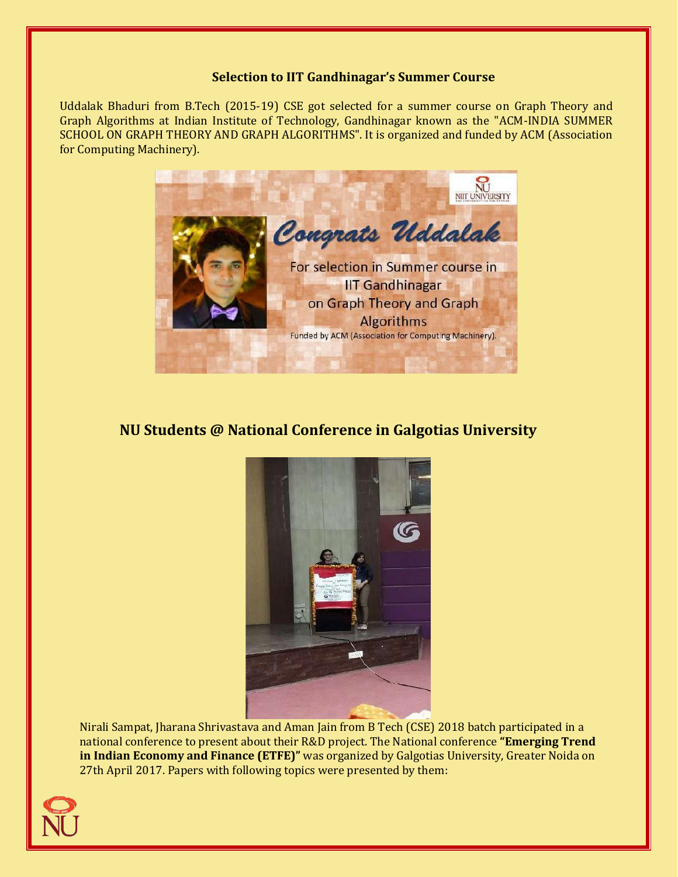### Selection to IIT Gandhinagar's Summer Course

Uddalak Bhaduri from B.Tech (2015-19) CSE got selected for a summer course on Graph Theory and Graph Algorithms at Indian Institute of Technology, Gandhinagar known as the "ACM-INDIA SUMMER SCHOOL ON GRAPH THEORY AND GRAPH ALGORITHMS". It is organized and funded by ACM (Association for Computing Machinery).

## NU Students @ National Conference in Galgotias University

Nirali Sampat, Jharana Shrivastava and Aman Jain from B Tech (CSE) 2018 batch participated in a national conference to present about their R&D project. The National conference **"Emerging Trend in Indian Economy and Finance (ETFE)"** was organized by Galgotias University, Greater Noida on 27th April 2017. Papers with following topics were presented by them: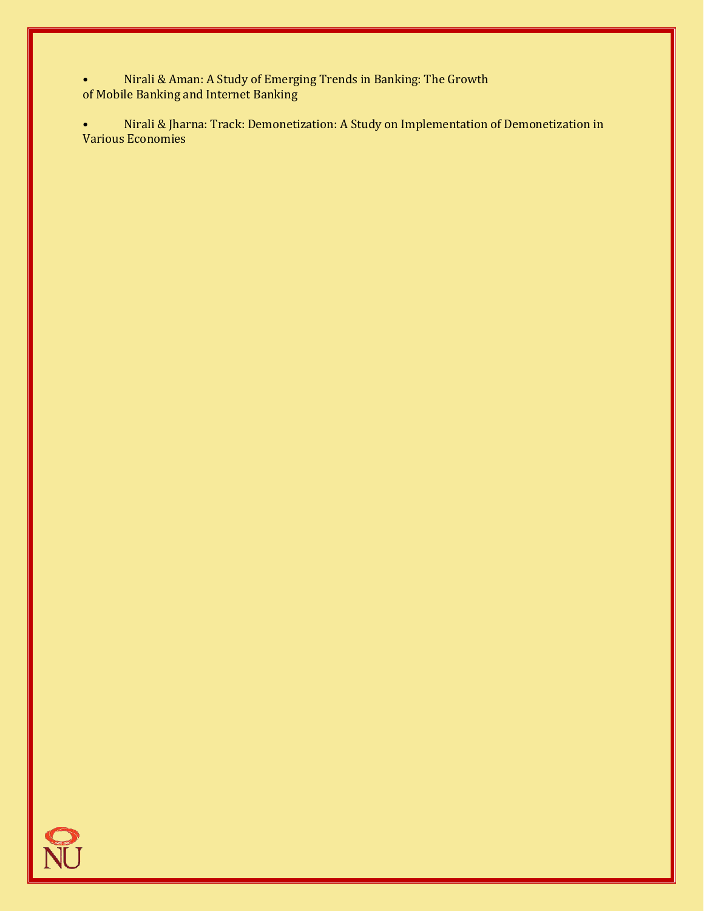- Nirali & Aman: A Study of Emerging Trends in Banking: The Growth of Mobile Banking and Internet Banking

- Nirali & Jharna: Track: Demonetization: A Study on Implementation of Demonetization in Various Economies